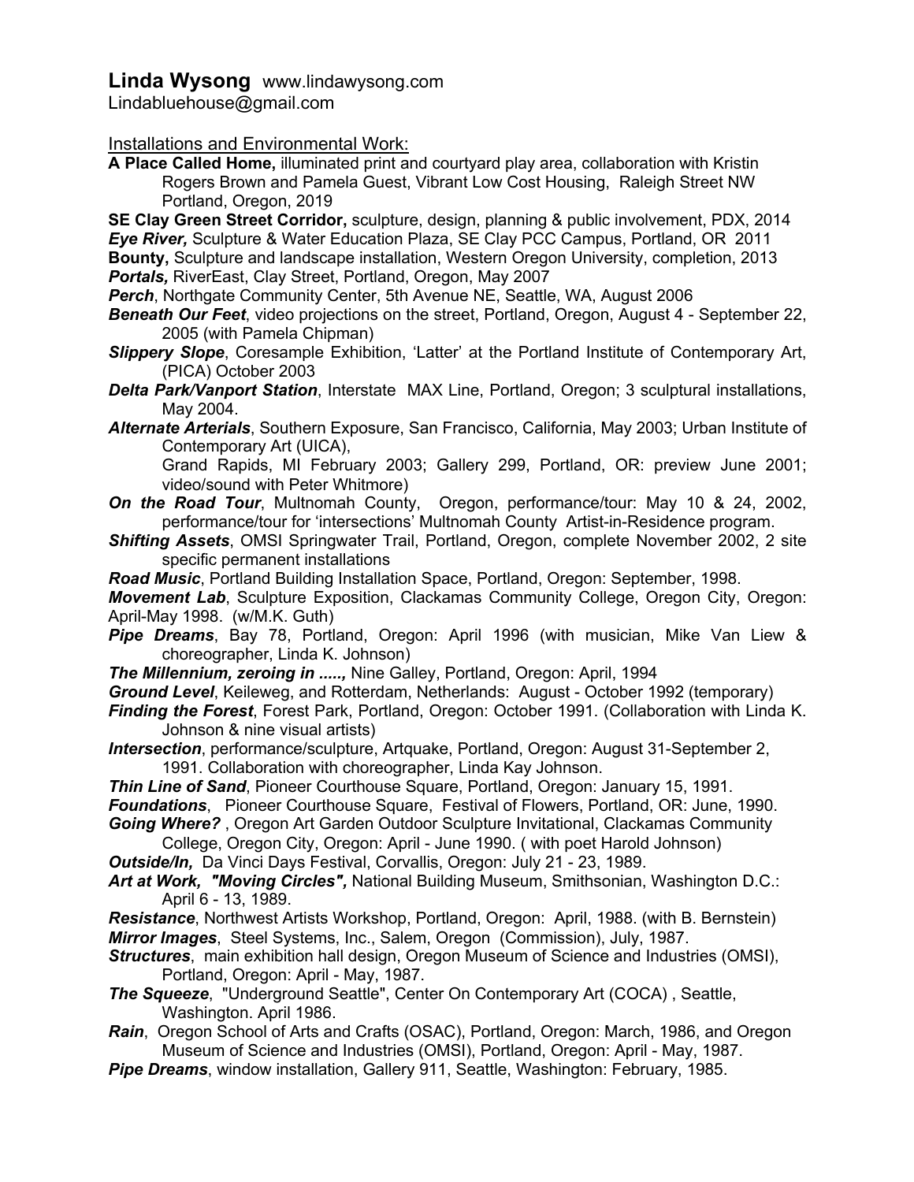**Linda Wysong** www.lindawysong.com
Lindabluehouse@gmail.com

Installations and Environmental Work:

**A Place Called Home,** illuminated print and courtyard play area, collaboration with Kristin Rogers Brown and Pamela Guest, Vibrant Low Cost Housing, Raleigh Street NW Portland, Oregon, 2019

**SE Clay Green Street Corridor,** sculpture, design, planning & public involvement, PDX, 2014

***Eye River,*** Sculpture & Water Education Plaza, SE Clay PCC Campus, Portland, OR 2011

**Bounty,** Sculpture and landscape installation, Western Oregon University, completion, 2013

***Portals,*** RiverEast, Clay Street, Portland, Oregon, May 2007

***Perch***, Northgate Community Center, 5th Avenue NE, Seattle, WA, August 2006

***Beneath Our Feet***, video projections on the street, Portland, Oregon, August 4 - September 22, 2005 (with Pamela Chipman)

***Slippery Slope***, Coresample Exhibition, 'Latter' at the Portland Institute of Contemporary Art, (PICA) October 2003

***Delta Park/Vanport Station***, Interstate MAX Line, Portland, Oregon; 3 sculptural installations, May 2004.

***Alternate Arterials***, Southern Exposure, San Francisco, California, May 2003; Urban Institute of Contemporary Art (UICA), Grand Rapids, MI February 2003; Gallery 299, Portland, OR: preview June 2001; video/sound with Peter Whitmore)

***On the Road Tour***, Multnomah County, Oregon, performance/tour: May 10 & 24, 2002, performance/tour for 'intersections' Multnomah County Artist-in-Residence program.

***Shifting Assets***, OMSI Springwater Trail, Portland, Oregon, complete November 2002, 2 site specific permanent installations

***Road Music***, Portland Building Installation Space, Portland, Oregon: September, 1998.

***Movement Lab***, Sculpture Exposition, Clackamas Community College, Oregon City, Oregon: April-May 1998. (w/M.K. Guth)

***Pipe Dreams***, Bay 78, Portland, Oregon: April 1996 (with musician, Mike Van Liew & choreographer, Linda K. Johnson)

***The Millennium, zeroing in .....,*** Nine Galley, Portland, Oregon: April, 1994

***Ground Level***, Keileweg, and Rotterdam, Netherlands: August - October 1992 (temporary)

***Finding the Forest***, Forest Park, Portland, Oregon: October 1991. (Collaboration with Linda K. Johnson & nine visual artists)

***Intersection***, performance/sculpture, Artquake, Portland, Oregon: August 31-September 2, 1991. Collaboration with choreographer, Linda Kay Johnson.

***Thin Line of Sand***, Pioneer Courthouse Square, Portland, Oregon: January 15, 1991.

***Foundations***, Pioneer Courthouse Square, Festival of Flowers, Portland, OR: June, 1990.

***Going Where?*** , Oregon Art Garden Outdoor Sculpture Invitational, Clackamas Community College, Oregon City, Oregon: April - June 1990. ( with poet Harold Johnson)

***Outside/In,*** Da Vinci Days Festival, Corvallis, Oregon: July 21 - 23, 1989.

***Art at Work, "Moving Circles",*** National Building Museum, Smithsonian, Washington D.C.: April 6 - 13, 1989.

***Resistance***, Northwest Artists Workshop, Portland, Oregon: April, 1988. (with B. Bernstein)

***Mirror Images***, Steel Systems, Inc., Salem, Oregon (Commission), July, 1987.

***Structures***, main exhibition hall design, Oregon Museum of Science and Industries (OMSI), Portland, Oregon: April - May, 1987.

***The Squeeze***, "Underground Seattle", Center On Contemporary Art (COCA) , Seattle, Washington. April 1986.

***Rain***, Oregon School of Arts and Crafts (OSAC), Portland, Oregon: March, 1986, and Oregon Museum of Science and Industries (OMSI), Portland, Oregon: April - May, 1987.

***Pipe Dreams***, window installation, Gallery 911, Seattle, Washington: February, 1985.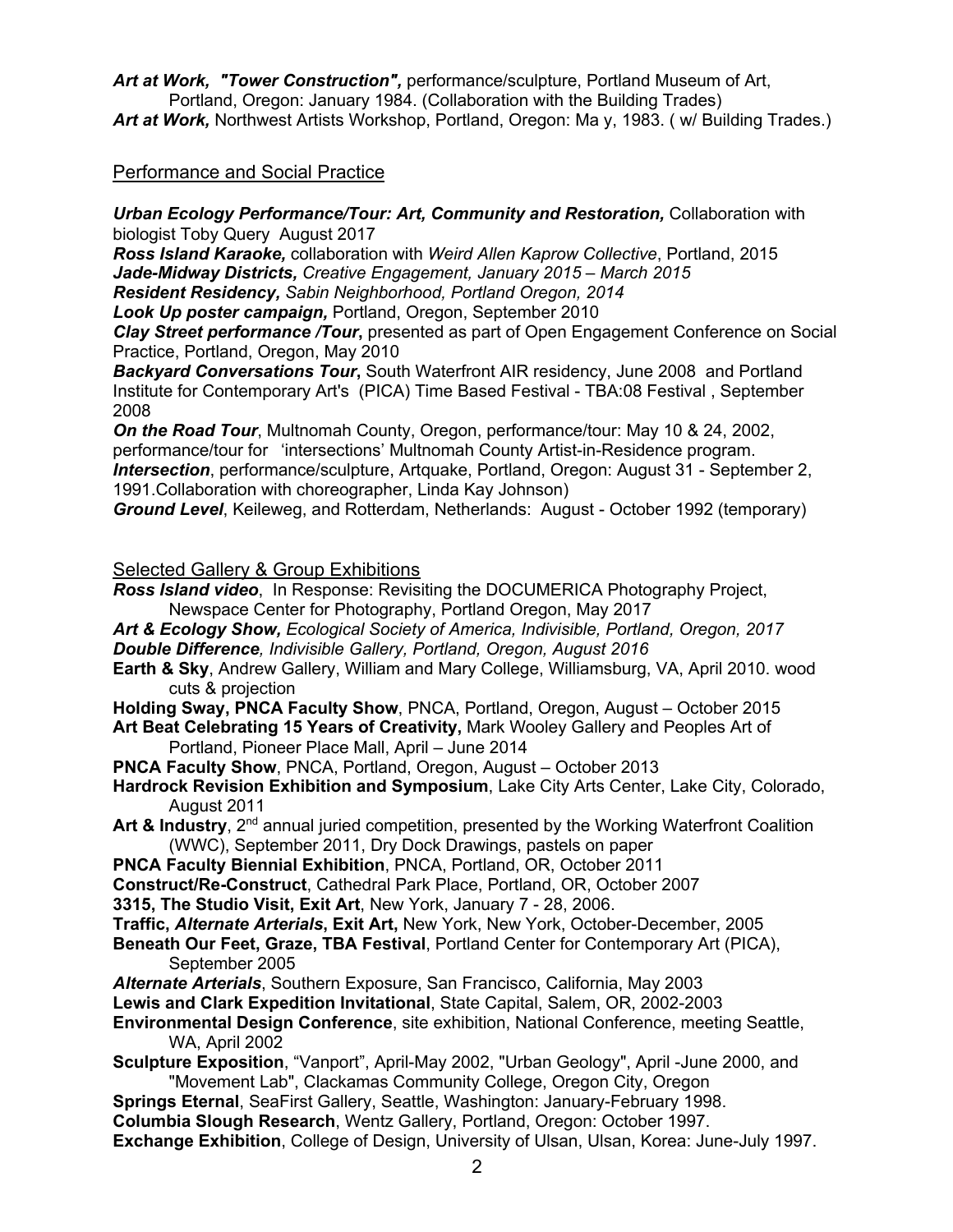***Art at Work, "Tower Construction",*** performance/sculpture, Portland Museum of Art, Portland, Oregon: January 1984. (Collaboration with the Building Trades)
***Art at Work,*** Northwest Artists Workshop, Portland, Oregon: Ma y, 1983. ( w/ Building Trades.)

## Performance and Social Practice

***Urban Ecology Performance/Tour: Art, Community and Restoration,*** Collaboration with biologist Toby Query August 2017
***Ross Island Karaoke,*** collaboration with *Weird Allen Kaprow Collective*, Portland, 2015
***Jade-Midway Districts,*** *Creative Engagement, January 2015 – March 2015*
***Resident Residency,*** *Sabin Neighborhood, Portland Oregon, 2014*
***Look Up poster campaign,*** Portland, Oregon, September 2010
***Clay Street performance /Tour*,** presented as part of Open Engagement Conference on Social Practice, Portland, Oregon, May 2010
***Backyard Conversations Tour*,** South Waterfront AIR residency, June 2008 and Portland Institute for Contemporary Art's (PICA) Time Based Festival - TBA:08 Festival , September 2008
***On the Road Tour***, Multnomah County, Oregon, performance/tour: May 10 & 24, 2002, performance/tour for 'intersections' Multnomah County Artist-in-Residence program.
***Intersection***, performance/sculpture, Artquake, Portland, Oregon: August 31 - September 2, 1991.Collaboration with choreographer, Linda Kay Johnson)
***Ground Level***, Keileweg, and Rotterdam, Netherlands: August - October 1992 (temporary)

## Selected Gallery & Group Exhibitions

***Ross Island video***, In Response: Revisiting the DOCUMERICA Photography Project, Newspace Center for Photography, Portland Oregon, May 2017
***Art & Ecology Show,*** *Ecological Society of America, Indivisible, Portland, Oregon, 2017*
***Double Difference****, Indivisible Gallery, Portland, Oregon, August 2016*
**Earth & Sky**, Andrew Gallery, William and Mary College, Williamsburg, VA, April 2010. wood cuts & projection
**Holding Sway, PNCA Faculty Show**, PNCA, Portland, Oregon, August – October 2015
**Art Beat Celebrating 15 Years of Creativity,** Mark Wooley Gallery and Peoples Art of Portland, Pioneer Place Mall, April – June 2014
**PNCA Faculty Show**, PNCA, Portland, Oregon, August – October 2013
**Hardrock Revision Exhibition and Symposium**, Lake City Arts Center, Lake City, Colorado, August 2011
**Art & Industry**, 2nd annual juried competition, presented by the Working Waterfront Coalition (WWC), September 2011, Dry Dock Drawings, pastels on paper
**PNCA Faculty Biennial Exhibition**, PNCA, Portland, OR, October 2011
**Construct/Re-Construct**, Cathedral Park Place, Portland, OR, October 2007
**3315, The Studio Visit, Exit Art**, New York, January 7 - 28, 2006.
**Traffic, *Alternate Arterials*, Exit Art,** New York, New York, October-December, 2005
**Beneath Our Feet, Graze, TBA Festival**, Portland Center for Contemporary Art (PICA), September 2005
***Alternate Arterials***, Southern Exposure, San Francisco, California, May 2003
**Lewis and Clark Expedition Invitational**, State Capital, Salem, OR, 2002-2003
**Environmental Design Conference**, site exhibition, National Conference, meeting Seattle, WA, April 2002
**Sculpture Exposition**, "Vanport", April-May 2002, "Urban Geology", April -June 2000, and "Movement Lab", Clackamas Community College, Oregon City, Oregon
**Springs Eternal**, SeaFirst Gallery, Seattle, Washington: January-February 1998.
**Columbia Slough Research**, Wentz Gallery, Portland, Oregon: October 1997.
**Exchange Exhibition**, College of Design, University of Ulsan, Ulsan, Korea: June-July 1997.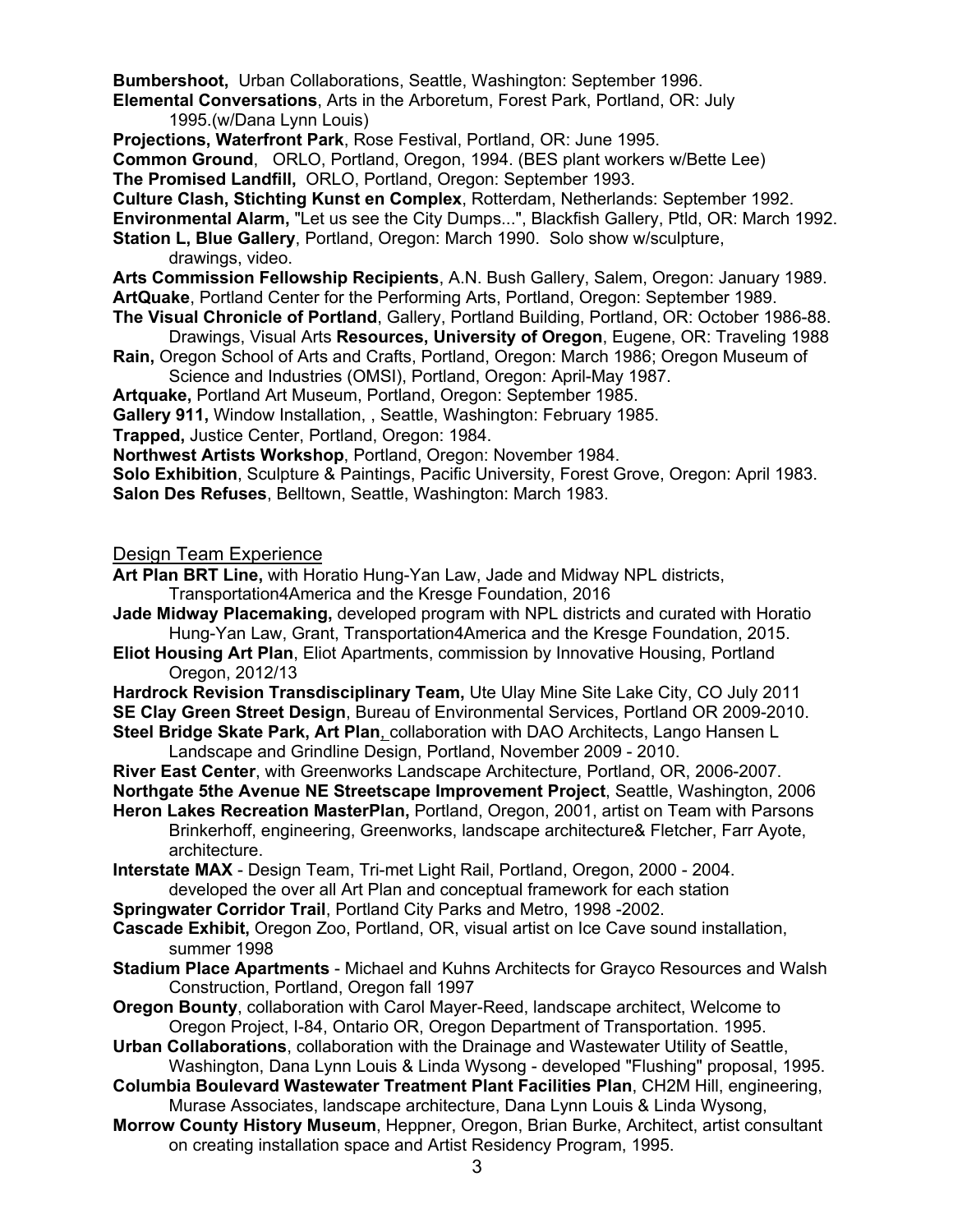**Bumbershoot,** Urban Collaborations, Seattle, Washington: September 1996.

**Elemental Conversations**, Arts in the Arboretum, Forest Park, Portland, OR: July 1995.(w/Dana Lynn Louis)

**Projections, Waterfront Park**, Rose Festival, Portland, OR: June 1995.

**Common Ground**, ORLO, Portland, Oregon, 1994. (BES plant workers w/Bette Lee)

**The Promised Landfill,** ORLO, Portland, Oregon: September 1993.

**Culture Clash, Stichting Kunst en Complex**, Rotterdam, Netherlands: September 1992.

**Environmental Alarm,** "Let us see the City Dumps...", Blackfish Gallery, Ptld, OR: March 1992.

**Station L, Blue Gallery**, Portland, Oregon: March 1990. Solo show w/sculpture, drawings, video.

**Arts Commission Fellowship Recipients**, A.N. Bush Gallery, Salem, Oregon: January 1989.

**ArtQuake**, Portland Center for the Performing Arts, Portland, Oregon: September 1989.

**The Visual Chronicle of Portland**, Gallery, Portland Building, Portland, OR: October 1986-88. Drawings, Visual Arts **Resources, University of Oregon**, Eugene, OR: Traveling 1988

**Rain,** Oregon School of Arts and Crafts, Portland, Oregon: March 1986; Oregon Museum of Science and Industries (OMSI), Portland, Oregon: April-May 1987.

**Artquake,** Portland Art Museum, Portland, Oregon: September 1985.

**Gallery 911,** Window Installation, , Seattle, Washington: February 1985.

**Trapped,** Justice Center, Portland, Oregon: 1984.

**Northwest Artists Workshop**, Portland, Oregon: November 1984.

**Solo Exhibition**, Sculpture & Paintings, Pacific University, Forest Grove, Oregon: April 1983.

**Salon Des Refuses**, Belltown, Seattle, Washington: March 1983.

## Design Team Experience

**Art Plan BRT Line,** with Horatio Hung-Yan Law, Jade and Midway NPL districts, Transportation4America and the Kresge Foundation, 2016

**Jade Midway Placemaking,** developed program with NPL districts and curated with Horatio Hung-Yan Law, Grant, Transportation4America and the Kresge Foundation, 2015.

**Eliot Housing Art Plan**, Eliot Apartments, commission by Innovative Housing, Portland Oregon, 2012/13

**Hardrock Revision Transdisciplinary Team,** Ute Ulay Mine Site Lake City, CO July 2011

**SE Clay Green Street Design**, Bureau of Environmental Services, Portland OR 2009-2010.

**Steel Bridge Skate Park, Art Plan**, collaboration with DAO Architects, Lango Hansen L Landscape and Grindline Design, Portland, November 2009 - 2010.

**River East Center**, with Greenworks Landscape Architecture, Portland, OR, 2006-2007.

**Northgate 5the Avenue NE Streetscape Improvement Project**, Seattle, Washington, 2006

**Heron Lakes Recreation MasterPlan,** Portland, Oregon, 2001, artist on Team with Parsons Brinkerhoff, engineering, Greenworks, landscape architecture& Fletcher, Farr Ayote, architecture.

**Interstate MAX** - Design Team, Tri-met Light Rail, Portland, Oregon, 2000 - 2004. developed the over all Art Plan and conceptual framework for each station

**Springwater Corridor Trail**, Portland City Parks and Metro, 1998 -2002.

**Cascade Exhibit,** Oregon Zoo, Portland, OR, visual artist on Ice Cave sound installation, summer 1998

**Stadium Place Apartments** - Michael and Kuhns Architects for Grayco Resources and Walsh Construction, Portland, Oregon fall 1997

**Oregon Bounty**, collaboration with Carol Mayer-Reed, landscape architect, Welcome to Oregon Project, I-84, Ontario OR, Oregon Department of Transportation. 1995.

**Urban Collaborations**, collaboration with the Drainage and Wastewater Utility of Seattle, Washington, Dana Lynn Louis & Linda Wysong - developed "Flushing" proposal, 1995.

**Columbia Boulevard Wastewater Treatment Plant Facilities Plan**, CH2M Hill, engineering, Murase Associates, landscape architecture, Dana Lynn Louis & Linda Wysong,

**Morrow County History Museum**, Heppner, Oregon, Brian Burke, Architect, artist consultant on creating installation space and Artist Residency Program, 1995.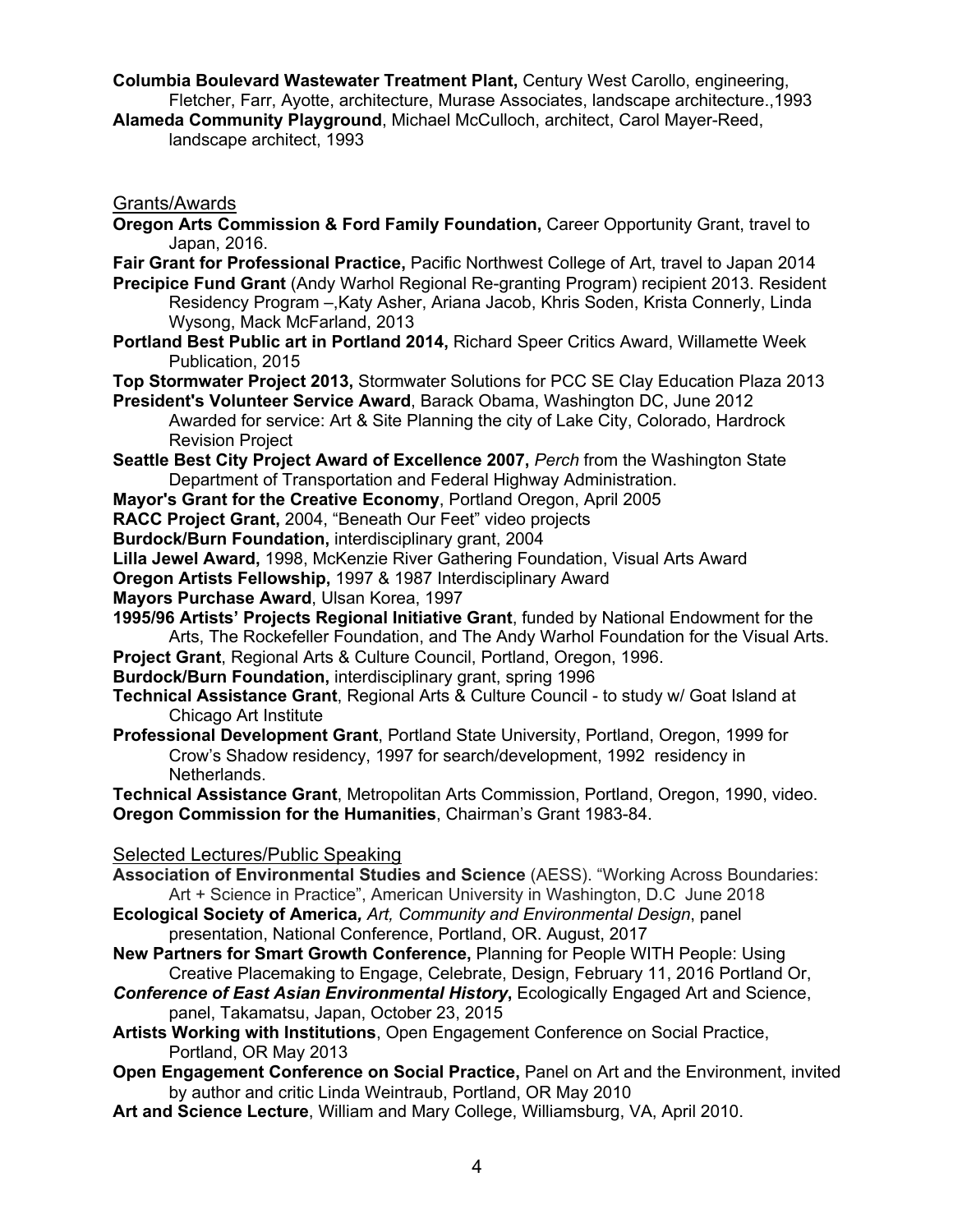**Columbia Boulevard Wastewater Treatment Plant,** Century West Carollo, engineering, Fletcher, Farr, Ayotte, architecture, Murase Associates, landscape architecture.,1993

**Alameda Community Playground**, Michael McCulloch, architect, Carol Mayer-Reed, landscape architect, 1993

## Grants/Awards

**Oregon Arts Commission & Ford Family Foundation,** Career Opportunity Grant, travel to Japan, 2016.

**Fair Grant for Professional Practice,** Pacific Northwest College of Art, travel to Japan 2014

**Precipice Fund Grant** (Andy Warhol Regional Re-granting Program) recipient 2013. Resident Residency Program –,Katy Asher, Ariana Jacob, Khris Soden, Krista Connerly, Linda Wysong, Mack McFarland, 2013

**Portland Best Public art in Portland 2014,** Richard Speer Critics Award, Willamette Week Publication, 2015

**Top Stormwater Project 2013,** Stormwater Solutions for PCC SE Clay Education Plaza 2013

**President's Volunteer Service Award**, Barack Obama, Washington DC, June 2012 Awarded for service: Art & Site Planning the city of Lake City, Colorado, Hardrock Revision Project

**Seattle Best City Project Award of Excellence 2007,** *Perch* from the Washington State Department of Transportation and Federal Highway Administration.

**Mayor's Grant for the Creative Economy**, Portland Oregon, April 2005

**RACC Project Grant,** 2004, "Beneath Our Feet" video projects

**Burdock/Burn Foundation,** interdisciplinary grant, 2004

**Lilla Jewel Award,** 1998, McKenzie River Gathering Foundation, Visual Arts Award

**Oregon Artists Fellowship,** 1997 & 1987 Interdisciplinary Award

**Mayors Purchase Award**, Ulsan Korea, 1997

**1995/96 Artists' Projects Regional Initiative Grant**, funded by National Endowment for the Arts, The Rockefeller Foundation, and The Andy Warhol Foundation for the Visual Arts.

**Project Grant**, Regional Arts & Culture Council, Portland, Oregon, 1996.

**Burdock/Burn Foundation,** interdisciplinary grant, spring 1996

**Technical Assistance Grant**, Regional Arts & Culture Council - to study w/ Goat Island at Chicago Art Institute

**Professional Development Grant**, Portland State University, Portland, Oregon, 1999 for Crow's Shadow residency, 1997 for search/development, 1992 residency in Netherlands.

**Technical Assistance Grant**, Metropolitan Arts Commission, Portland, Oregon, 1990, video.

**Oregon Commission for the Humanities**, Chairman's Grant 1983-84.

## Selected Lectures/Public Speaking

**Association of Environmental Studies and Science** (AESS). "Working Across Boundaries: Art + Science in Practice", American University in Washington, D.C June 2018

**Ecological Society of America***, Art, Community and Environmental Design*, panel presentation, National Conference, Portland, OR. August, 2017

**New Partners for Smart Growth Conference,** Planning for People WITH People: Using Creative Placemaking to Engage, Celebrate, Design, February 11, 2016 Portland Or,

***Conference of East Asian Environmental History*****,** Ecologically Engaged Art and Science, panel, Takamatsu, Japan, October 23, 2015

**Artists Working with Institutions**, Open Engagement Conference on Social Practice, Portland, OR May 2013

**Open Engagement Conference on Social Practice,** Panel on Art and the Environment, invited by author and critic Linda Weintraub, Portland, OR May 2010

**Art and Science Lecture**, William and Mary College, Williamsburg, VA, April 2010.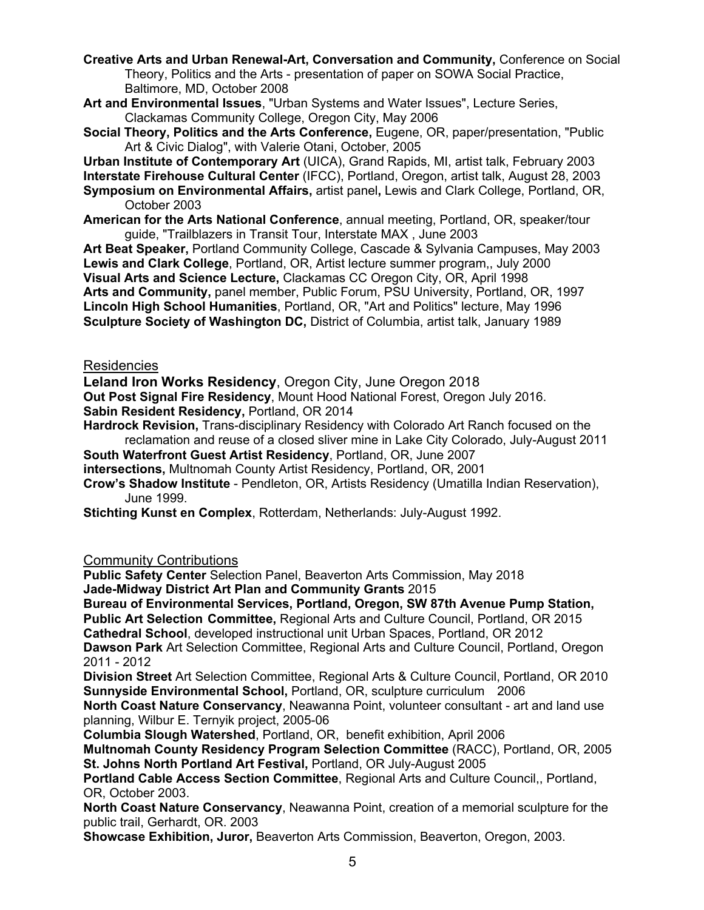**Creative Arts and Urban Renewal-Art, Conversation and Community,** Conference on Social Theory, Politics and the Arts - presentation of paper on SOWA Social Practice, Baltimore, MD, October 2008

**Art and Environmental Issues**, "Urban Systems and Water Issues", Lecture Series, Clackamas Community College, Oregon City, May 2006

**Social Theory, Politics and the Arts Conference,** Eugene, OR, paper/presentation, "Public Art & Civic Dialog", with Valerie Otani, October, 2005

**Urban Institute of Contemporary Art** (UICA), Grand Rapids, MI, artist talk, February 2003

**Interstate Firehouse Cultural Center** (IFCC), Portland, Oregon, artist talk, August 28, 2003

**Symposium on Environmental Affairs,** artist panel**,** Lewis and Clark College, Portland, OR, October 2003

**American for the Arts National Conference**, annual meeting, Portland, OR, speaker/tour guide, "Trailblazers in Transit Tour, Interstate MAX , June 2003

**Art Beat Speaker,** Portland Community College, Cascade & Sylvania Campuses, May 2003

**Lewis and Clark College**, Portland, OR, Artist lecture summer program,, July 2000

**Visual Arts and Science Lecture,** Clackamas CC Oregon City, OR, April 1998

**Arts and Community,** panel member, Public Forum, PSU University, Portland, OR, 1997

**Lincoln High School Humanities**, Portland, OR, "Art and Politics" lecture, May 1996

**Sculpture Society of Washington DC,** District of Columbia, artist talk, January 1989

## Residencies

**Leland Iron Works Residency**, Oregon City, June Oregon 2018

**Out Post Signal Fire Residency**, Mount Hood National Forest, Oregon July 2016.

**Sabin Resident Residency,** Portland, OR 2014

**Hardrock Revision,** Trans-disciplinary Residency with Colorado Art Ranch focused on the reclamation and reuse of a closed sliver mine in Lake City Colorado, July-August 2011

**South Waterfront Guest Artist Residency**, Portland, OR, June 2007

**intersections,** Multnomah County Artist Residency, Portland, OR, 2001

**Crow's Shadow Institute** - Pendleton, OR, Artists Residency (Umatilla Indian Reservation), June 1999.

**Stichting Kunst en Complex**, Rotterdam, Netherlands: July-August 1992.

## Community Contributions

**Public Safety Center** Selection Panel, Beaverton Arts Commission, May 2018

**Jade-Midway District Art Plan and Community Grants** 2015

**Bureau of Environmental Services, Portland, Oregon, SW 87th Avenue Pump Station, Public Art Selection Committee,** Regional Arts and Culture Council, Portland, OR 2015

**Cathedral School**, developed instructional unit Urban Spaces, Portland, OR 2012

**Dawson Park** Art Selection Committee, Regional Arts and Culture Council, Portland, Oregon 2011 - 2012

**Division Street** Art Selection Committee, Regional Arts & Culture Council, Portland, OR 2010

**Sunnyside Environmental School,** Portland, OR, sculpture curriculum 2006

**North Coast Nature Conservancy**, Neawanna Point, volunteer consultant - art and land use planning, Wilbur E. Ternyik project, 2005-06

**Columbia Slough Watershed**, Portland, OR, benefit exhibition, April 2006

**Multnomah County Residency Program Selection Committee** (RACC), Portland, OR, 2005

**St. Johns North Portland Art Festival,** Portland, OR July-August 2005

**Portland Cable Access Section Committee**, Regional Arts and Culture Council,, Portland, OR, October 2003.

**North Coast Nature Conservancy**, Neawanna Point, creation of a memorial sculpture for the public trail, Gerhardt, OR. 2003

**Showcase Exhibition, Juror,** Beaverton Arts Commission, Beaverton, Oregon, 2003.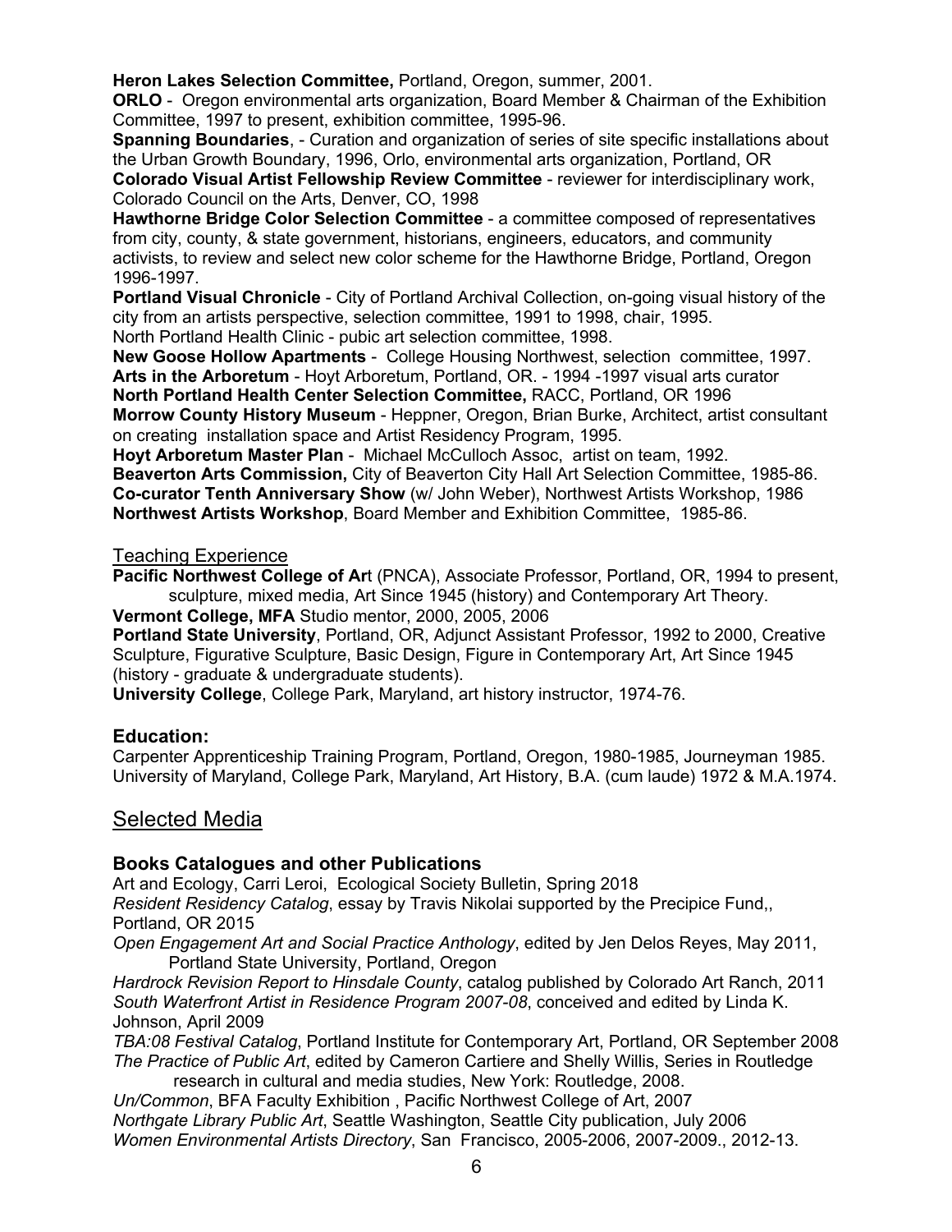**Heron Lakes Selection Committee,** Portland, Oregon, summer, 2001.
**ORLO** - Oregon environmental arts organization, Board Member & Chairman of the Exhibition Committee, 1997 to present, exhibition committee, 1995-96.
**Spanning Boundaries**, - Curation and organization of series of site specific installations about the Urban Growth Boundary, 1996, Orlo, environmental arts organization, Portland, OR
**Colorado Visual Artist Fellowship Review Committee** - reviewer for interdisciplinary work, Colorado Council on the Arts, Denver, CO, 1998
**Hawthorne Bridge Color Selection Committee** - a committee composed of representatives from city, county, & state government, historians, engineers, educators, and community activists, to review and select new color scheme for the Hawthorne Bridge, Portland, Oregon 1996-1997.
**Portland Visual Chronicle** - City of Portland Archival Collection, on-going visual history of the city from an artists perspective, selection committee, 1991 to 1998, chair, 1995.
North Portland Health Clinic - pubic art selection committee, 1998.
**New Goose Hollow Apartments** - College Housing Northwest, selection committee, 1997.
**Arts in the Arboretum** - Hoyt Arboretum, Portland, OR. - 1994 -1997 visual arts curator
**North Portland Health Center Selection Committee,** RACC, Portland, OR 1996
**Morrow County History Museum** - Heppner, Oregon, Brian Burke, Architect, artist consultant on creating installation space and Artist Residency Program, 1995.
**Hoyt Arboretum Master Plan** - Michael McCulloch Assoc, artist on team, 1992.
**Beaverton Arts Commission,** City of Beaverton City Hall Art Selection Committee, 1985-86.
**Co-curator Tenth Anniversary Show** (w/ John Weber), Northwest Artists Workshop, 1986
**Northwest Artists Workshop**, Board Member and Exhibition Committee, 1985-86.

## Teaching Experience

**Pacific Northwest College of Ar**t (PNCA), Associate Professor, Portland, OR, 1994 to present, sculpture, mixed media, Art Since 1945 (history) and Contemporary Art Theory.
**Vermont College, MFA** Studio mentor, 2000, 2005, 2006
**Portland State University**, Portland, OR, Adjunct Assistant Professor, 1992 to 2000, Creative Sculpture, Figurative Sculpture, Basic Design, Figure in Contemporary Art, Art Since 1945 (history - graduate & undergraduate students).
**University College**, College Park, Maryland, art history instructor, 1974-76.

### Education:

Carpenter Apprenticeship Training Program, Portland, Oregon, 1980-1985, Journeyman 1985.
University of Maryland, College Park, Maryland, Art History, B.A. (cum laude) 1972 & M.A.1974.

## Selected Media

### Books Catalogues and other Publications

Art and Ecology, Carri Leroi, Ecological Society Bulletin, Spring 2018
*Resident Residency Catalog*, essay by Travis Nikolai supported by the Precipice Fund,, Portland, OR 2015
*Open Engagement Art and Social Practice Anthology*, edited by Jen Delos Reyes, May 2011, Portland State University, Portland, Oregon
*Hardrock Revision Report to Hinsdale County*, catalog published by Colorado Art Ranch, 2011
*South Waterfront Artist in Residence Program 2007-08*, conceived and edited by Linda K. Johnson, April 2009
*TBA:08 Festival Catalog*, Portland Institute for Contemporary Art, Portland, OR September 2008
*The Practice of Public Art*, edited by Cameron Cartiere and Shelly Willis, Series in Routledge research in cultural and media studies, New York: Routledge, 2008.
*Un/Common*, BFA Faculty Exhibition , Pacific Northwest College of Art, 2007
*Northgate Library Public Art*, Seattle Washington, Seattle City publication, July 2006
*Women Environmental Artists Directory*, San Francisco, 2005-2006, 2007-2009., 2012-13.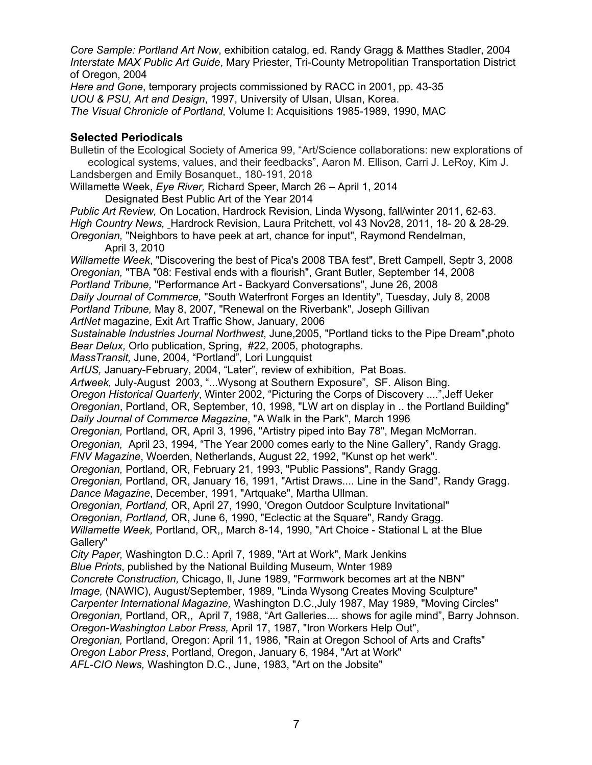*Core Sample: Portland Art Now*, exhibition catalog, ed. Randy Gragg & Matthes Stadler, 2004
*Interstate MAX Public Art Guide*, Mary Priester, Tri-County Metropolitan Transportation District of Oregon, 2004
*Here and Gone*, temporary projects commissioned by RACC in 2001, pp. 43-35
*UOU & PSU, Art and Design*, 1997, University of Ulsan, Ulsan, Korea.
*The Visual Chronicle of Portland*, Volume I: Acquisitions 1985-1989, 1990, MAC

### Selected Periodicals

Bulletin of the Ecological Society of America 99, "Art/Science collaborations: new explorations of ecological systems, values, and their feedbacks", Aaron M. Ellison, Carri J. LeRoy, Kim J. Landsbergen and Emily Bosanquet., 180-191, 2018
Willamette Week, *Eye River,* Richard Speer, March 26 – April 1, 2014
Designated Best Public Art of the Year 2014
*Public Art Review,* On Location, Hardrock Revision, Linda Wysong, fall/winter 2011, 62-63.
*High Country News,* Hardrock Revision, Laura Pritchett, vol 43 Nov28, 2011, 18- 20 & 28-29.
*Oregonian,* "Neighbors to have peek at art, chance for input", Raymond Rendelman, April 3, 2010
*Willamette Week*, "Discovering the best of Pica's 2008 TBA fest", Brett Campell, Septr 3, 2008
*Oregonian,* "TBA "08: Festival ends with a flourish", Grant Butler, September 14, 2008
*Portland Tribune,* "Performance Art - Backyard Conversations", June 26, 2008
*Daily Journal of Commerce,* "South Waterfront Forges an Identity", Tuesday, July 8, 2008
*Portland Tribune,* May 8, 2007, "Renewal on the Riverbank", Joseph Gillivan
*ArtNet* magazine, Exit Art Traffic Show, January, 2006
*Sustainable Industries Journal Northwest*, June,2005, "Portland ticks to the Pipe Dream",photo
*Bear Delux,* Orlo publication, Spring, #22, 2005, photographs.
*MassTransit,* June, 2004, "Portland", Lori Lungquist
*ArtUS,* January-February, 2004, "Later", review of exhibition, Pat Boas.
*Artweek,* July-August 2003, "...Wysong at Southern Exposure", SF. Alison Bing.
*Oregon Historical Quarterly*, Winter 2002, "Picturing the Corps of Discovery ....",Jeff Ueker
*Oregonian*, Portland, OR, September, 10, 1998, "LW art on display in .. the Portland Building"
*Daily Journal of Commerce Magazine*, "A Walk in the Park", March 1996
*Oregonian,* Portland, OR, April 3, 1996, "Artistry piped into Bay 78", Megan McMorran.
*Oregonian,* April 23, 1994, "The Year 2000 comes early to the Nine Gallery", Randy Gragg.
*FNV Magazine*, Woerden, Netherlands, August 22, 1992, "Kunst op het werk".
*Oregonian,* Portland, OR, February 21, 1993, "Public Passions", Randy Gragg.
*Oregonian,* Portland, OR, January 16, 1991, "Artist Draws.... Line in the Sand", Randy Gragg.
*Dance Magazine*, December, 1991, "Artquake", Martha Ullman.
*Oregonian, Portland,* OR, April 27, 1990, 'Oregon Outdoor Sculpture Invitational"
*Oregonian, Portland,* OR, June 6, 1990, "Eclectic at the Square", Randy Gragg.
*Willamette Week,* Portland, OR,, March 8-14, 1990, "Art Choice - Stational L at the Blue Gallery"
*City Paper,* Washington D.C.: April 7, 1989, "Art at Work", Mark Jenkins
*Blue Prints*, published by the National Building Museum, Wnter 1989
*Concrete Construction,* Chicago, Il, June 1989, "Formwork becomes art at the NBN"
*Image,* (NAWIC), August/September, 1989, "Linda Wysong Creates Moving Sculpture"
*Carpenter International Magazine,* Washington D.C.,July 1987, May 1989, "Moving Circles"
*Oregonian,* Portland, OR,, April 7, 1988, "Art Galleries.... shows for agile mind", Barry Johnson.
*Oregon-Washington Labor Press,* April 17, 1987, "Iron Workers Help Out",
*Oregonian,* Portland, Oregon: April 11, 1986, "Rain at Oregon School of Arts and Crafts"
*Oregon Labor Press*, Portland, Oregon, January 6, 1984, "Art at Work"
*AFL-CIO News,* Washington D.C., June, 1983, "Art on the Jobsite"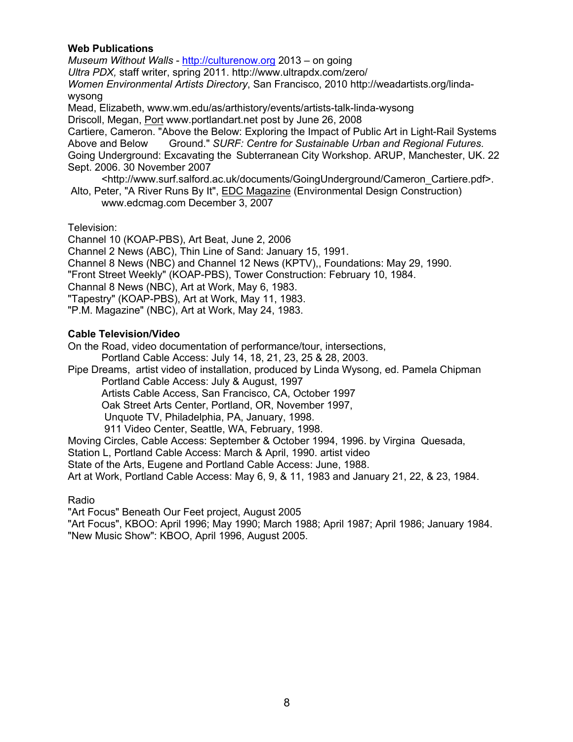**Web Publications**

*Museum Without Walls* - http://culturenow.org 2013 – on going
*Ultra PDX,* staff writer, spring 2011. http://www.ultrapdx.com/zero/
*Women Environmental Artists Directory*, San Francisco, 2010 http://weadartists.org/linda-wysong
Mead, Elizabeth, www.wm.edu/as/arthistory/events/artists-talk-linda-wysong
Driscoll, Megan, Port www.portlandart.net post by June 26, 2008
Cartiere, Cameron. "Above the Below: Exploring the Impact of Public Art in Light-Rail Systems Above and Below Ground." *SURF: Centre for Sustainable Urban and Regional Futures.* Going Underground: Excavating the Subterranean City Workshop. ARUP, Manchester, UK. 22 Sept. 2006. 30 November 2007
<http://www.surf.salford.ac.uk/documents/GoingUnderground/Cameron_Cartiere.pdf>.
Alto, Peter, "A River Runs By It", EDC Magazine (Environmental Design Construction) www.edcmag.com December 3, 2007

Television:

Channel 10 (KOAP-PBS), Art Beat, June 2, 2006
Channel 2 News (ABC), Thin Line of Sand: January 15, 1991.
Channel 8 News (NBC) and Channel 12 News (KPTV),, Foundations: May 29, 1990.
"Front Street Weekly" (KOAP-PBS), Tower Construction: February 10, 1984.
Channal 8 News (NBC), Art at Work, May 6, 1983.
"Tapestry" (KOAP-PBS), Art at Work, May 11, 1983.
"P.M. Magazine" (NBC), Art at Work, May 24, 1983.

**Cable Television/Video**

On the Road, video documentation of performance/tour, intersections,
Portland Cable Access: July 14, 18, 21, 23, 25 & 28, 2003.
Pipe Dreams, artist video of installation, produced by Linda Wysong, ed. Pamela Chipman
Portland Cable Access: July & August, 1997
Artists Cable Access, San Francisco, CA, October 1997
Oak Street Arts Center, Portland, OR, November 1997,
Unquote TV, Philadelphia, PA, January, 1998.
911 Video Center, Seattle, WA, February, 1998.
Moving Circles, Cable Access: September & October 1994, 1996. by Virgina Quesada,
Station L, Portland Cable Access: March & April, 1990. artist video
State of the Arts, Eugene and Portland Cable Access: June, 1988.
Art at Work, Portland Cable Access: May 6, 9, & 11, 1983 and January 21, 22, & 23, 1984.

Radio

"Art Focus" Beneath Our Feet project, August 2005
"Art Focus", KBOO: April 1996; May 1990; March 1988; April 1987; April 1986; January 1984.
"New Music Show": KBOO, April 1996, August 2005.